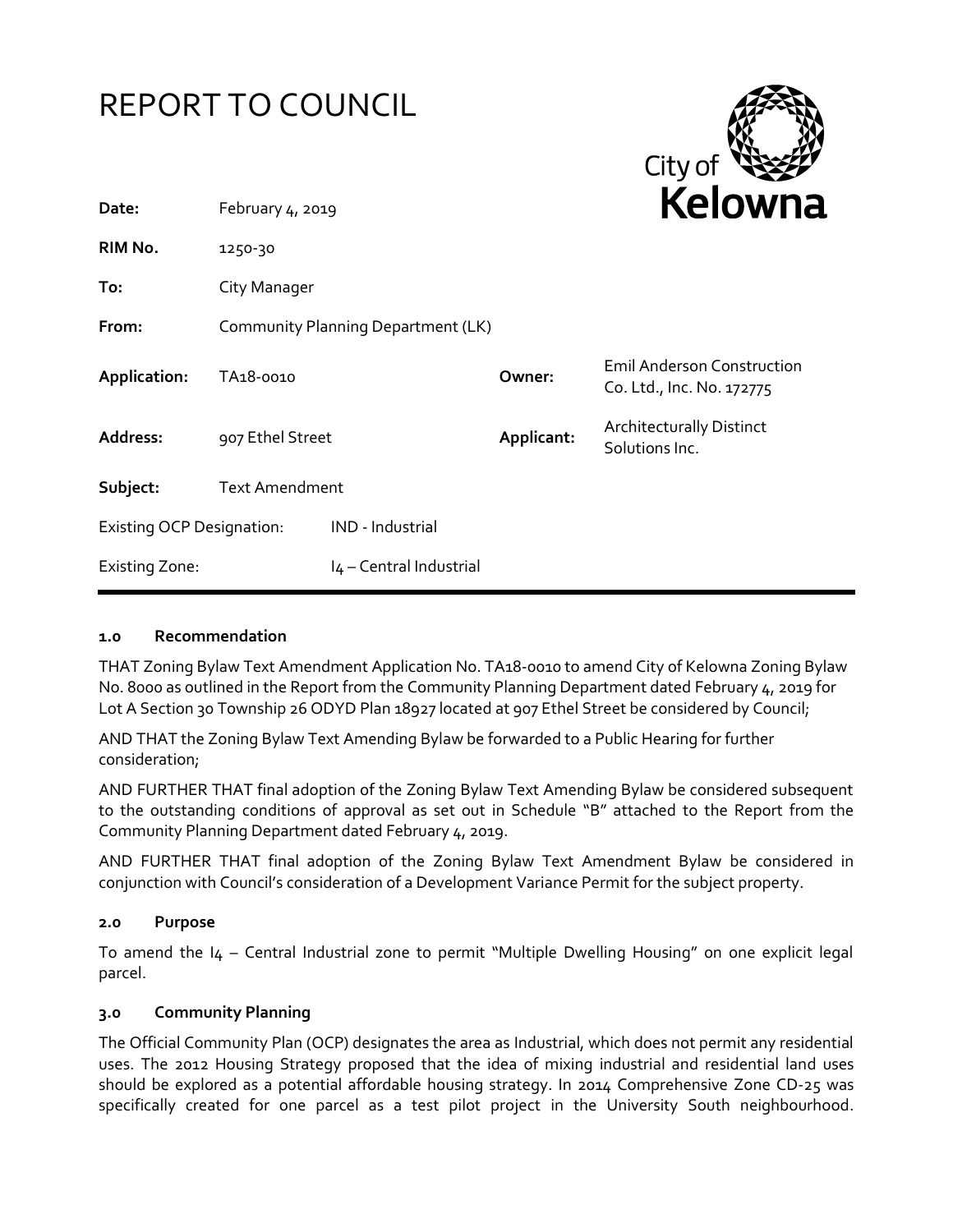# REPORT TO COUNCIL

City of **Kelowna**

| | | | |
|---|---|---|---|
| **Date:** | February 4, 2019 | | |
| **RIM No.** | 1250-30 | | |
| **To:** | City Manager | | |
| **From:** | Community Planning Department (LK) | | |
| **Application:** | TA18-0010 | **Owner:** | Emil Anderson Construction Co. Ltd., Inc. No. 172775 |
| **Address:** | 907 Ethel Street | **Applicant:** | Architecturally Distinct Solutions Inc. |
| **Subject:** | Text Amendment | | |
| Existing OCP Designation: | IND - Industrial | | |
| Existing Zone: | I4 – Central Industrial | | |

## 1.0 Recommendation

THAT Zoning Bylaw Text Amendment Application No. TA18-0010 to amend City of Kelowna Zoning Bylaw No. 8000 as outlined in the Report from the Community Planning Department dated February 4, 2019 for Lot A Section 30 Township 26 ODYD Plan 18927 located at 907 Ethel Street be considered by Council;

AND THAT the Zoning Bylaw Text Amending Bylaw be forwarded to a Public Hearing for further consideration;

AND FURTHER THAT final adoption of the Zoning Bylaw Text Amending Bylaw be considered subsequent to the outstanding conditions of approval as set out in Schedule "B" attached to the Report from the Community Planning Department dated February 4, 2019.

AND FURTHER THAT final adoption of the Zoning Bylaw Text Amendment Bylaw be considered in conjunction with Council's consideration of a Development Variance Permit for the subject property.

## 2.0 Purpose

To amend the I4 – Central Industrial zone to permit "Multiple Dwelling Housing" on one explicit legal parcel.

## 3.0 Community Planning

The Official Community Plan (OCP) designates the area as Industrial, which does not permit any residential uses. The 2012 Housing Strategy proposed that the idea of mixing industrial and residential land uses should be explored as a potential affordable housing strategy. In 2014 Comprehensive Zone CD-25 was specifically created for one parcel as a test pilot project in the University South neighbourhood.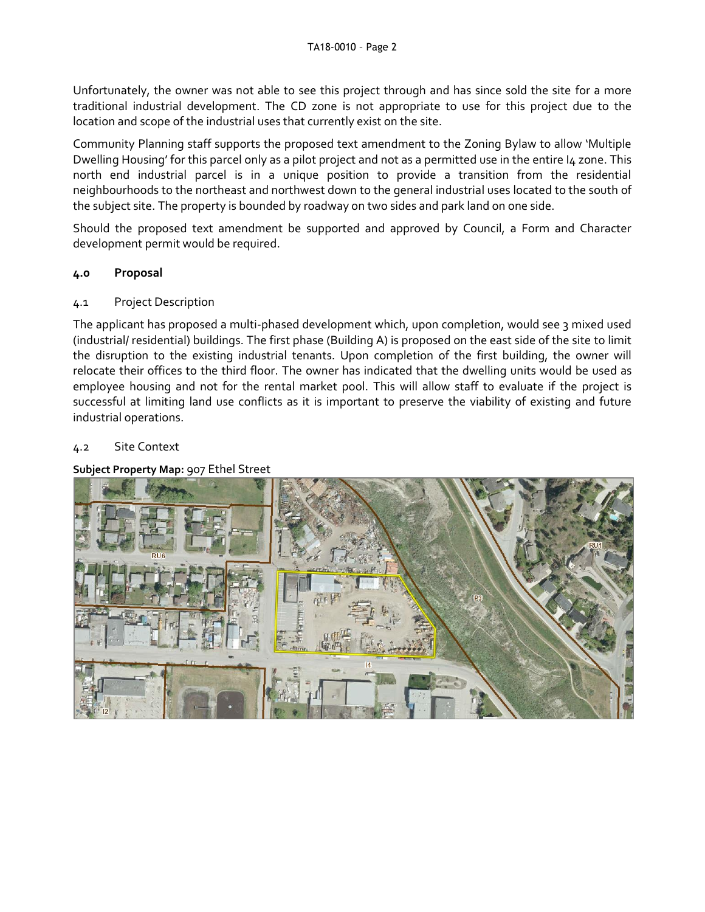Unfortunately, the owner was not able to see this project through and has since sold the site for a more traditional industrial development. The CD zone is not appropriate to use for this project due to the location and scope of the industrial uses that currently exist on the site.

Community Planning staff supports the proposed text amendment to the Zoning Bylaw to allow 'Multiple Dwelling Housing' for this parcel only as a pilot project and not as a permitted use in the entire I4 zone. This north end industrial parcel is in a unique position to provide a transition from the residential neighbourhoods to the northeast and northwest down to the general industrial uses located to the south of the subject site. The property is bounded by roadway on two sides and park land on one side.

Should the proposed text amendment be supported and approved by Council, a Form and Character development permit would be required.

## 4.0 Proposal

### 4.1 Project Description

The applicant has proposed a multi-phased development which, upon completion, would see 3 mixed used (industrial/ residential) buildings. The first phase (Building A) is proposed on the east side of the site to limit the disruption to the existing industrial tenants. Upon completion of the first building, the owner will relocate their offices to the third floor. The owner has indicated that the dwelling units would be used as employee housing and not for the rental market pool. This will allow staff to evaluate if the project is successful at limiting land use conflicts as it is important to preserve the viability of existing and future industrial operations.

### 4.2 Site Context

**Subject Property Map:** 907 Ethel Street

RU6

RU1

P3

I4

I2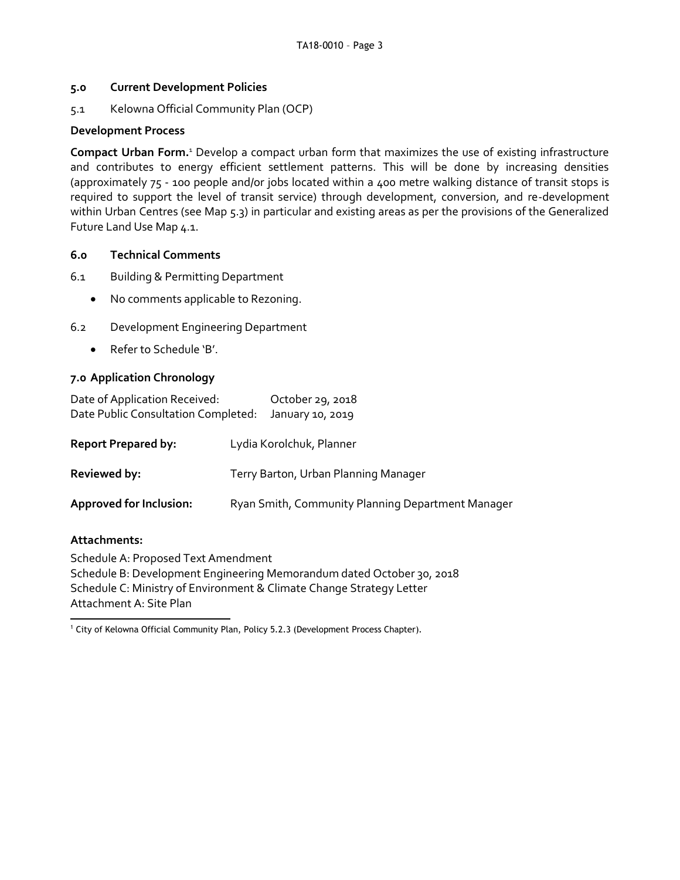## 5.0 Current Development Policies

5.1 Kelowna Official Community Plan (OCP)

**Development Process**

**Compact Urban Form.**[1] Develop a compact urban form that maximizes the use of existing infrastructure and contributes to energy efficient settlement patterns. This will be done by increasing densities (approximately 75 - 100 people and/or jobs located within a 400 metre walking distance of transit stops is required to support the level of transit service) through development, conversion, and re-development within Urban Centres (see Map 5.3) in particular and existing areas as per the provisions of the Generalized Future Land Use Map 4.1.

## 6.0 Technical Comments

6.1 Building & Permitting Department

- No comments applicable to Rezoning.

6.2 Development Engineering Department

- Refer to Schedule 'B'.

## 7.0 Application Chronology

Date of Application Received: October 29, 2018
Date Public Consultation Completed: January 10, 2019

**Report Prepared by:** Lydia Korolchuk, Planner

**Reviewed by:** Terry Barton, Urban Planning Manager

**Approved for Inclusion:** Ryan Smith, Community Planning Department Manager

**Attachments:**

Schedule A: Proposed Text Amendment
Schedule B: Development Engineering Memorandum dated October 30, 2018
Schedule C: Ministry of Environment & Climate Change Strategy Letter
Attachment A: Site Plan

[1] City of Kelowna Official Community Plan, Policy 5.2.3 (Development Process Chapter).